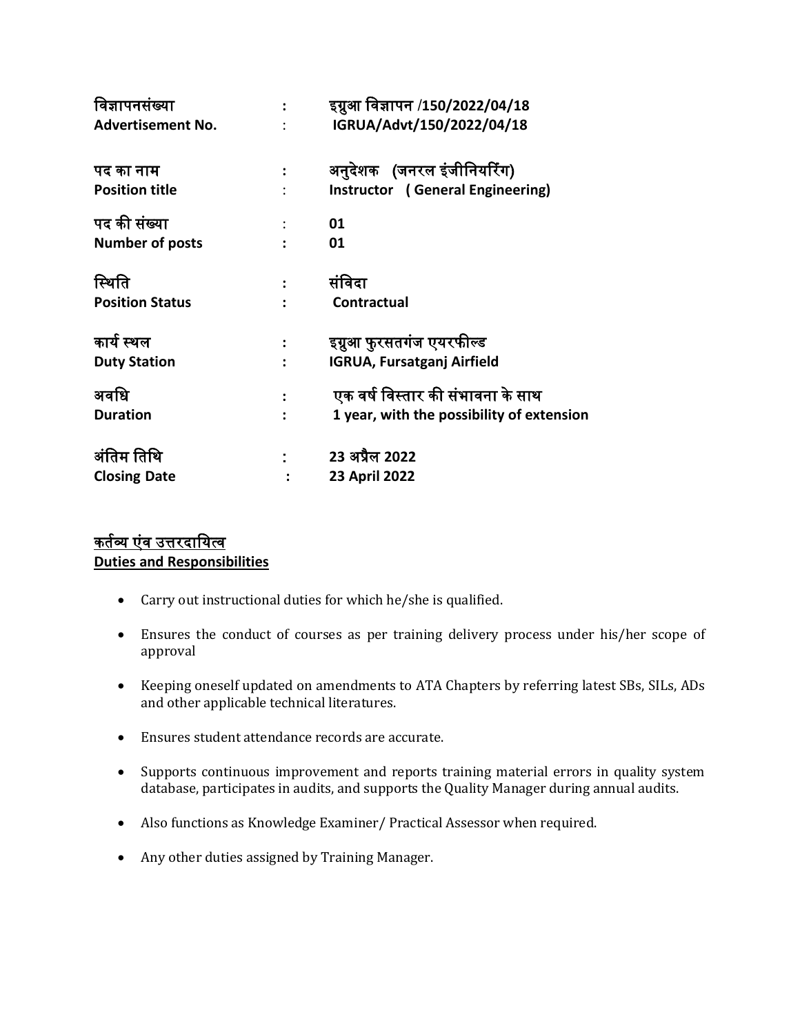| | | |
|---|---|---|
| **विज्ञापनसंख्या** | **:** | **इग्रुआ विज्ञापन /150/2022/04/18** |
| **Advertisement No.** | : | **IGRUA/Advt/150/2022/04/18** |
| **पद का नाम** | **:** | **अनुदेशक (जनरल इंजीनियरिंग)** |
| **Position title** | : | **Instructor ( General Engineering)** |
| **पद की संख्या** | : | **01** |
| **Number of posts** | **:** | **01** |
| **स्थिति** | **:** | **संविदा** |
| **Position Status** | **:** | **Contractual** |
| **कार्य स्थल** | **:** | **इग्रुआ फुरसतगंज एयरफील्ड** |
| **Duty Station** | **:** | **IGRUA, Fursatganj Airfield** |
| **अवधि** | **:** | **एक वर्ष विस्तार की संभावना के साथ** |
| **Duration** | **:** | **1 year, with the possibility of extension** |
| **अंतिम तिथि** | **:** | **23 अप्रैल 2022** |
| **Closing Date** | **:** | **23 April 2022** |

**कर्तव्य एंव उत्तरदायित्व**
**Duties and Responsibilities**

- Carry out instructional duties for which he/she is qualified.
- Ensures the conduct of courses as per training delivery process under his/her scope of approval
- Keeping oneself updated on amendments to ATA Chapters by referring latest SBs, SILs, ADs and other applicable technical literatures.
- Ensures student attendance records are accurate.
- Supports continuous improvement and reports training material errors in quality system database, participates in audits, and supports the Quality Manager during annual audits.
- Also functions as Knowledge Examiner/ Practical Assessor when required.
- Any other duties assigned by Training Manager.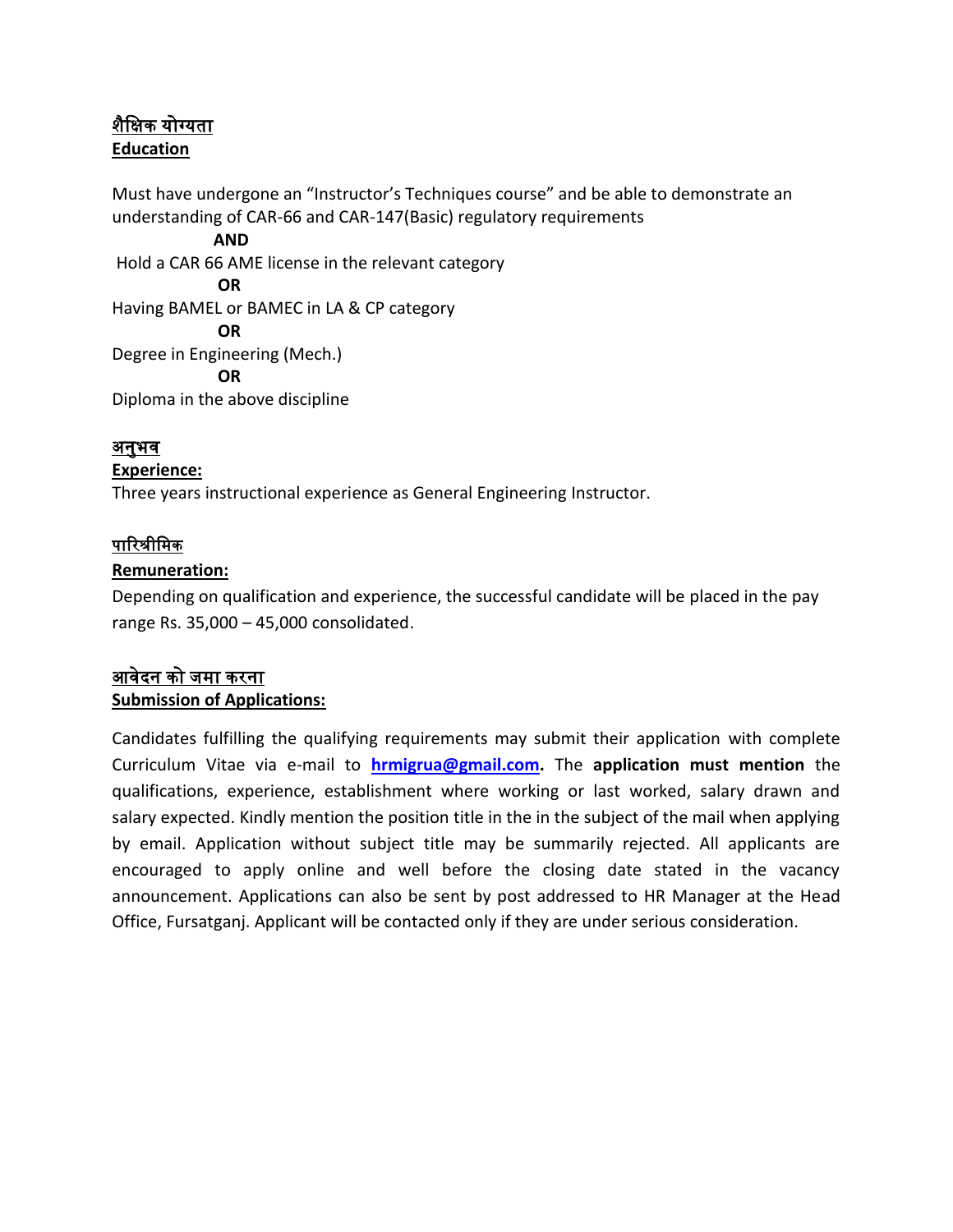**शैक्षिक योग्यता**

**Education**

Must have undergone an "Instructor's Techniques course" and be able to demonstrate an understanding of CAR-66 and CAR-147(Basic) regulatory requirements

**AND**

Hold a CAR 66 AME license in the relevant category

**OR**

Having BAMEL or BAMEC in LA & CP category

**OR**

Degree in Engineering (Mech.)

**OR**

Diploma in the above discipline

**अनुभव**

**Experience:**

Three years instructional experience as General Engineering Instructor.

**पारिश्रीमिक**

**Remuneration:**

Depending on qualification and experience, the successful candidate will be placed in the pay range Rs. 35,000 – 45,000 consolidated.

**आवेदन को जमा करना**

**Submission of Applications:**

Candidates fulfilling the qualifying requirements may submit their application with complete Curriculum Vitae via e-mail to **hrmigrua@gmail.com.** The **application must mention** the qualifications, experience, establishment where working or last worked, salary drawn and salary expected. Kindly mention the position title in the in the subject of the mail when applying by email. Application without subject title may be summarily rejected. All applicants are encouraged to apply online and well before the closing date stated in the vacancy announcement. Applications can also be sent by post addressed to HR Manager at the Head Office, Fursatganj. Applicant will be contacted only if they are under serious consideration.